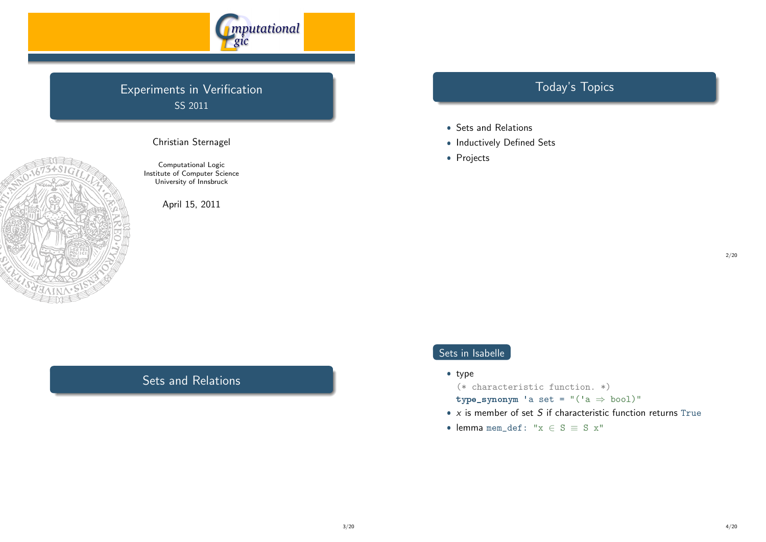# Experiments in Verification

SS 2011

Christian Sternagel

Computational Logic
Institute of Computer Science
University of Innsbruck

April 15, 2011

## Today's Topics

- Sets and Relations
- Inductively Defined Sets
- Projects

## Sets and Relations

### Sets in Isabelle

- type

```
(* characteristic function. *)
type_synonym 'a set = "('a ⇒ bool)"
```

- $x$ is member of set $S$ if characteristic function returns `True`
- lemma `mem_def: "x ∈ S ≡ S x"`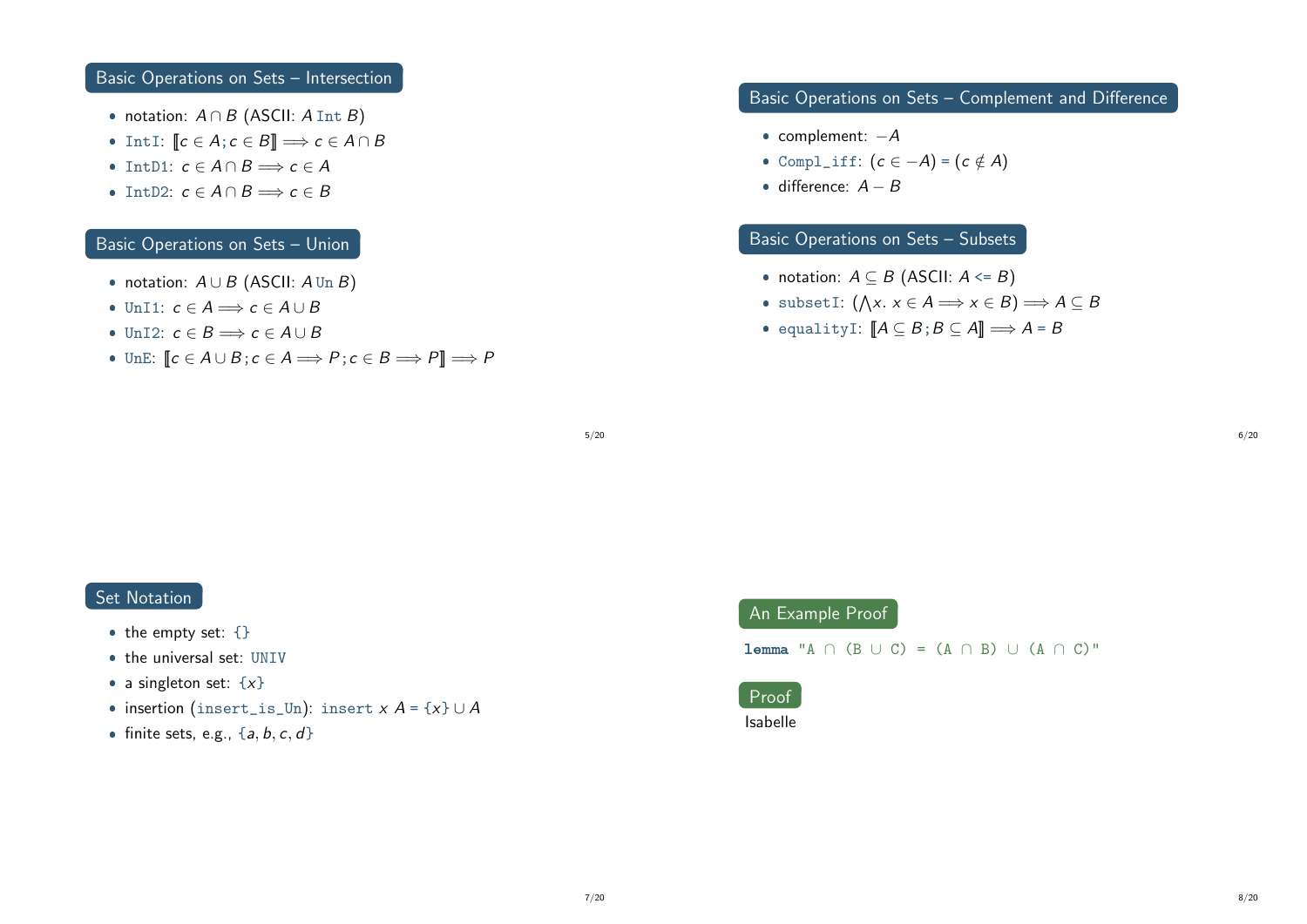## Basic Operations on Sets – Intersection

- notation: $A \cap B$ (ASCII: $A$ `Int` $B$)
- `IntI`: $[\![c \in A; c \in B]\!] \Longrightarrow c \in A \cap B$
- `IntD1`: $c \in A \cap B \Longrightarrow c \in A$
- `IntD2`: $c \in A \cap B \Longrightarrow c \in B$

## Basic Operations on Sets – Union

- notation: $A \cup B$ (ASCII: $A$ `Un` $B$)
- `UnI1`: $c \in A \Longrightarrow c \in A \cup B$
- `UnI2`: $c \in B \Longrightarrow c \in A \cup B$
- `UnE`: $[\![c \in A \cup B; c \in A \Longrightarrow P; c \in B \Longrightarrow P]\!] \Longrightarrow P$

## Basic Operations on Sets – Complement and Difference

- complement: $-A$
- `Compl_iff`: $(c \in -A) = (c \notin A)$
- difference: $A - B$

## Basic Operations on Sets – Subsets

- notation: $A \subseteq B$ (ASCII: $A$ `<=` $B$)
- `subsetI`: $(\bigwedge x.\ x \in A \Longrightarrow x \in B) \Longrightarrow A \subseteq B$
- `equalityI`: $[\![A \subseteq B; B \subseteq A]\!] \Longrightarrow A = B$

## Set Notation

- the empty set: `{}`
- the universal set: `UNIV`
- a singleton set: $\{x\}$
- insertion (`insert_is_Un`): `insert` $x$ $A = \{x\} \cup A$
- finite sets, e.g., $\{a, b, c, d\}$

## An Example Proof

```
lemma "A ∩ (B ∪ C) = (A ∩ B) ∪ (A ∩ C)"
```

## Proof

Isabelle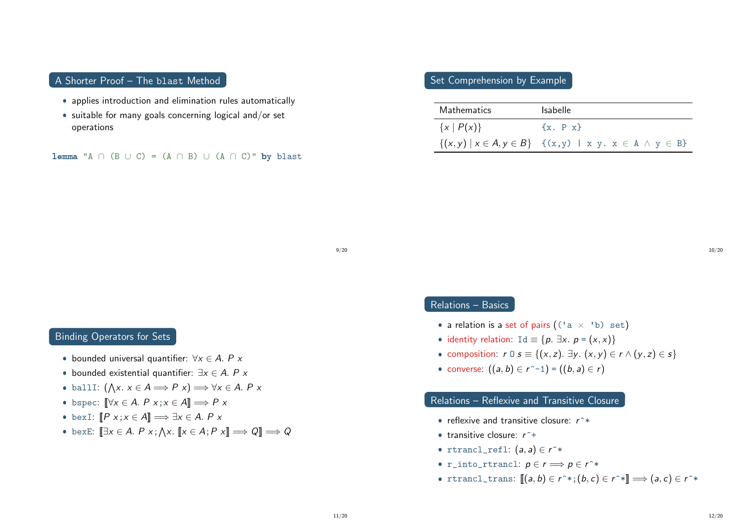## A Shorter Proof – The `blast` Method

- applies introduction and elimination rules automatically
- suitable for many goals concerning logical and/or set operations

```
lemma "A ∩ (B ∪ C) = (A ∩ B) ∪ (A ∩ C)" by blast
```

## Set Comprehension by Example

| Mathematics | Isabelle |
|---|---|
| $\{x \mid P(x)\}$ | `{x. P x}` |
| $\{(x, y) \mid x \in A, y \in B\}$ | `{(x,y) \| x y. x ∈ A ∧ y ∈ B}` |

## Binding Operators for Sets

- bounded universal quantifier: $\forall x \in A.\ P\ x$
- bounded existential quantifier: $\exists x \in A.\ P\ x$
- `ballI`: $(\bigwedge x.\ x \in A \Longrightarrow P\ x) \Longrightarrow \forall x \in A.\ P\ x$
- `bspec`: $[\![\forall x \in A.\ P\ x; x \in A]\!] \Longrightarrow P\ x$
- `bexI`: $[\![P\ x; x \in A]\!] \Longrightarrow \exists x \in A.\ P\ x$
- `bexE`: $[\![\exists x \in A.\ P\ x; \bigwedge x.\ [\![x \in A; P\ x]\!] \Longrightarrow Q]\!] \Longrightarrow Q$

## Relations – Basics

- a relation is a set of pairs (`('a × 'b) set`)
- identity relation: `Id` $\equiv \{p.\ \exists x.\ p = (x, x)\}$
- composition: $r\ O\ s \equiv \{(x, z).\ \exists y.\ (x, y) \in r \wedge (y, z) \in s\}$
- converse: $((a, b) \in r\hat{\ }{-1}) = ((b, a) \in r)$

## Relations – Reflexive and Transitive Closure

- reflexive and transitive closure: $r\hat{\ }*$
- transitive closure: $r\hat{\ }+$
- `rtrancl_refl`: $(a, a) \in r\hat{\ }*$
- `r_into_rtrancl`: $p \in r \Longrightarrow p \in r\hat{\ }*$
- `rtrancl_trans`: $[\![(a, b) \in r\hat{\ }*; (b, c) \in r\hat{\ }*]\!] \Longrightarrow (a, c) \in r\hat{\ }*$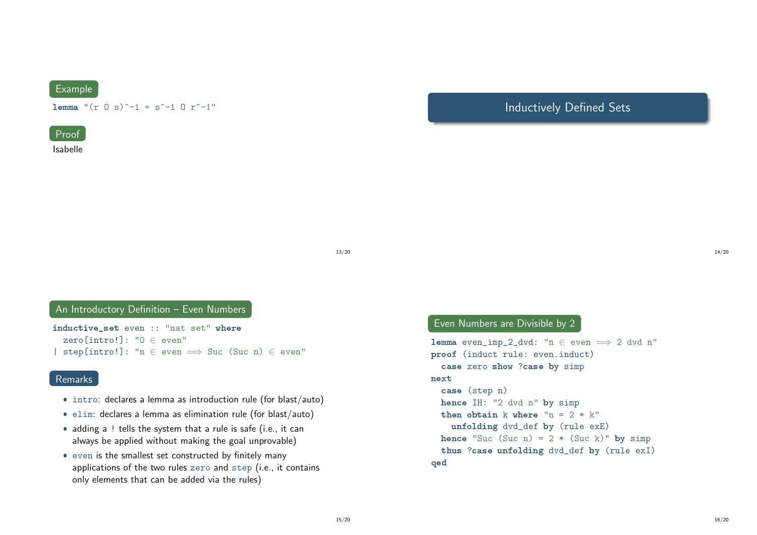### Example

```
lemma "(r O s)^-1 = s^-1 O r^-1"
```

### Proof

Isabelle

## Inductively Defined Sets

### An Introductory Definition – Even Numbers

```
inductive_set even :: "nat set" where
  zero[intro!]: "0 ∈ even"
| step[intro!]: "n ∈ even ⟹ Suc (Suc n) ∈ even"
```

### Remarks

- `intro`: declares a lemma as introduction rule (for blast/auto)
- `elim`: declares a lemma as elimination rule (for blast/auto)
- adding a `!` tells the system that a rule is safe (i.e., it can always be applied without making the goal unprovable)
- `even` is the smallest set constructed by finitely many applications of the two rules `zero` and `step` (i.e., it contains only elements that can be added via the rules)

### Even Numbers are Divisible by 2

```
lemma even_imp_2_dvd: "n ∈ even ⟹ 2 dvd n"
proof (induct rule: even.induct)
  case zero show ?case by simp
next
  case (step n)
  hence IH: "2 dvd n" by simp
  then obtain k where "n = 2 * k"
    unfolding dvd_def by (rule exE)
  hence "Suc (Suc n) = 2 * (Suc k)" by simp
  thus ?case unfolding dvd_def by (rule exI)
qed
```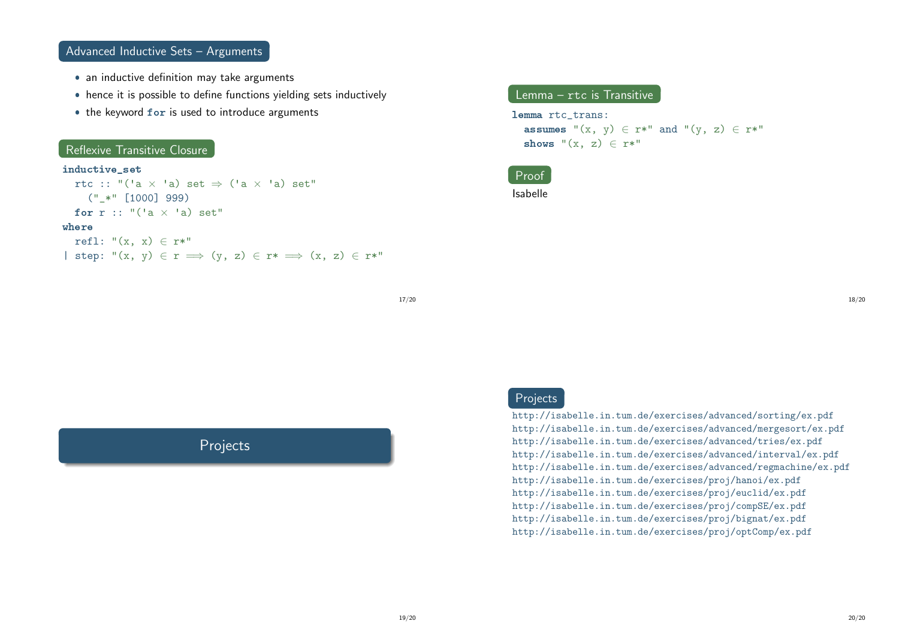## Advanced Inductive Sets – Arguments

- an inductive definition may take arguments
- hence it is possible to define functions yielding sets inductively
- the keyword **for** is used to introduce arguments

## Reflexive Transitive Closure

```
inductive_set
  rtc :: "('a × 'a) set ⇒ ('a × 'a) set"
    ("_*" [1000] 999)
  for r :: "('a × 'a) set"
where
  refl: "(x, x) ∈ r*"
| step: "(x, y) ∈ r ⟹ (y, z) ∈ r* ⟹ (x, z) ∈ r*"
```

## Lemma – rtc is Transitive

```
lemma rtc_trans:
  assumes "(x, y) ∈ r*" and "(y, z) ∈ r*"
  shows "(x, z) ∈ r*"
```

## Proof

Isabelle

# Projects

## Projects

http://isabelle.in.tum.de/exercises/advanced/sorting/ex.pdf
http://isabelle.in.tum.de/exercises/advanced/mergesort/ex.pdf
http://isabelle.in.tum.de/exercises/advanced/tries/ex.pdf
http://isabelle.in.tum.de/exercises/advanced/interval/ex.pdf
http://isabelle.in.tum.de/exercises/advanced/regmachine/ex.pdf
http://isabelle.in.tum.de/exercises/proj/hanoi/ex.pdf
http://isabelle.in.tum.de/exercises/proj/euclid/ex.pdf
http://isabelle.in.tum.de/exercises/proj/compSE/ex.pdf
http://isabelle.in.tum.de/exercises/proj/bignat/ex.pdf
http://isabelle.in.tum.de/exercises/proj/optComp/ex.pdf